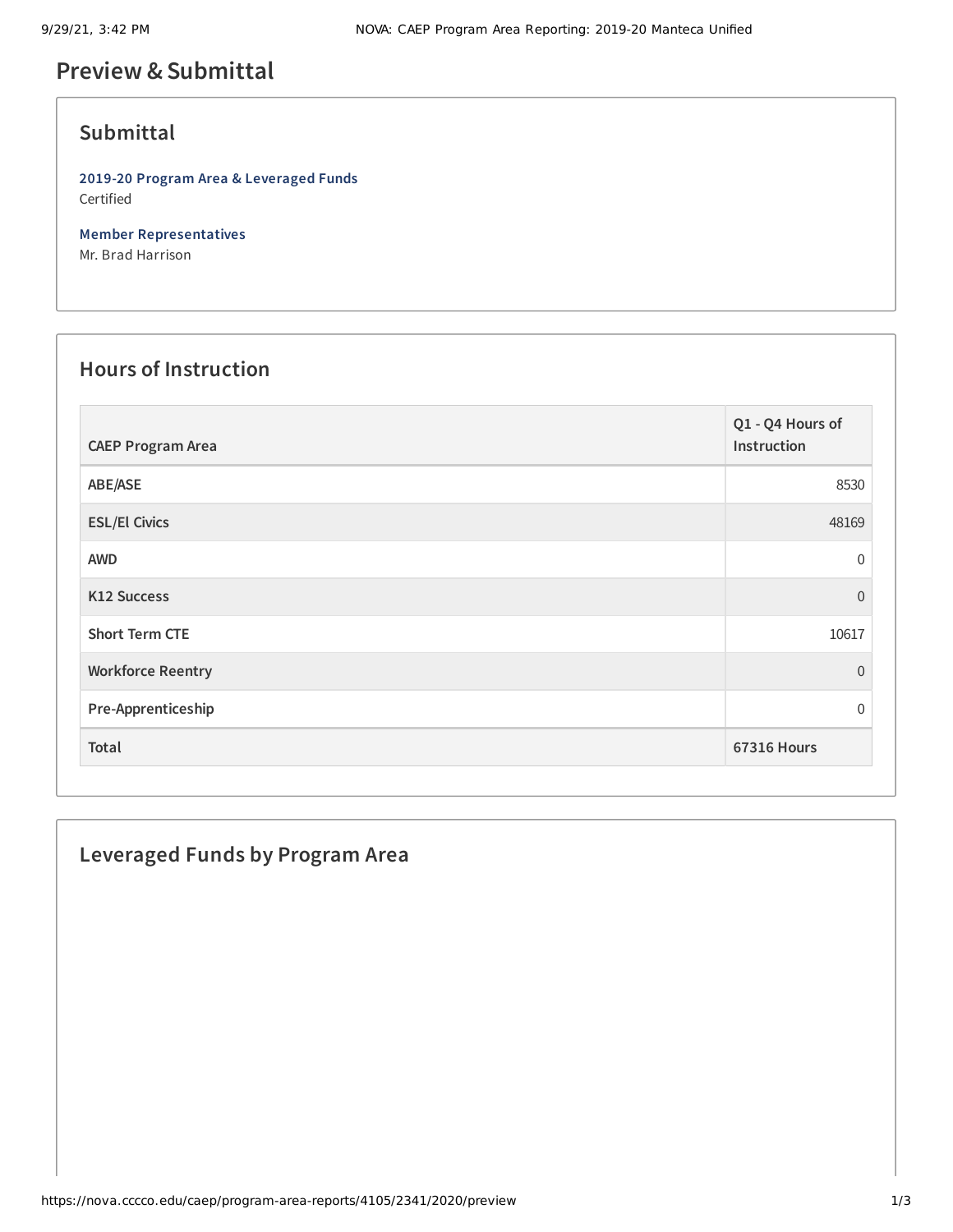# Preview & Submittal

## Submittal

**2019-20 Program Area & Leveraged Funds**
Certified

**Member Representatives**
Mr. Brad Harrison

## Hours of Instruction

| CAEP Program Area | Q1 - Q4 Hours of Instruction |
|---|---|
| ABE/ASE | 8530 |
| ESL/El Civics | 48169 |
| AWD | 0 |
| K12 Success | 0 |
| Short Term CTE | 10617 |
| Workforce Reentry | 0 |
| Pre-Apprenticeship | 0 |
| **Total** | **67316 Hours** |

## Leveraged Funds by Program Area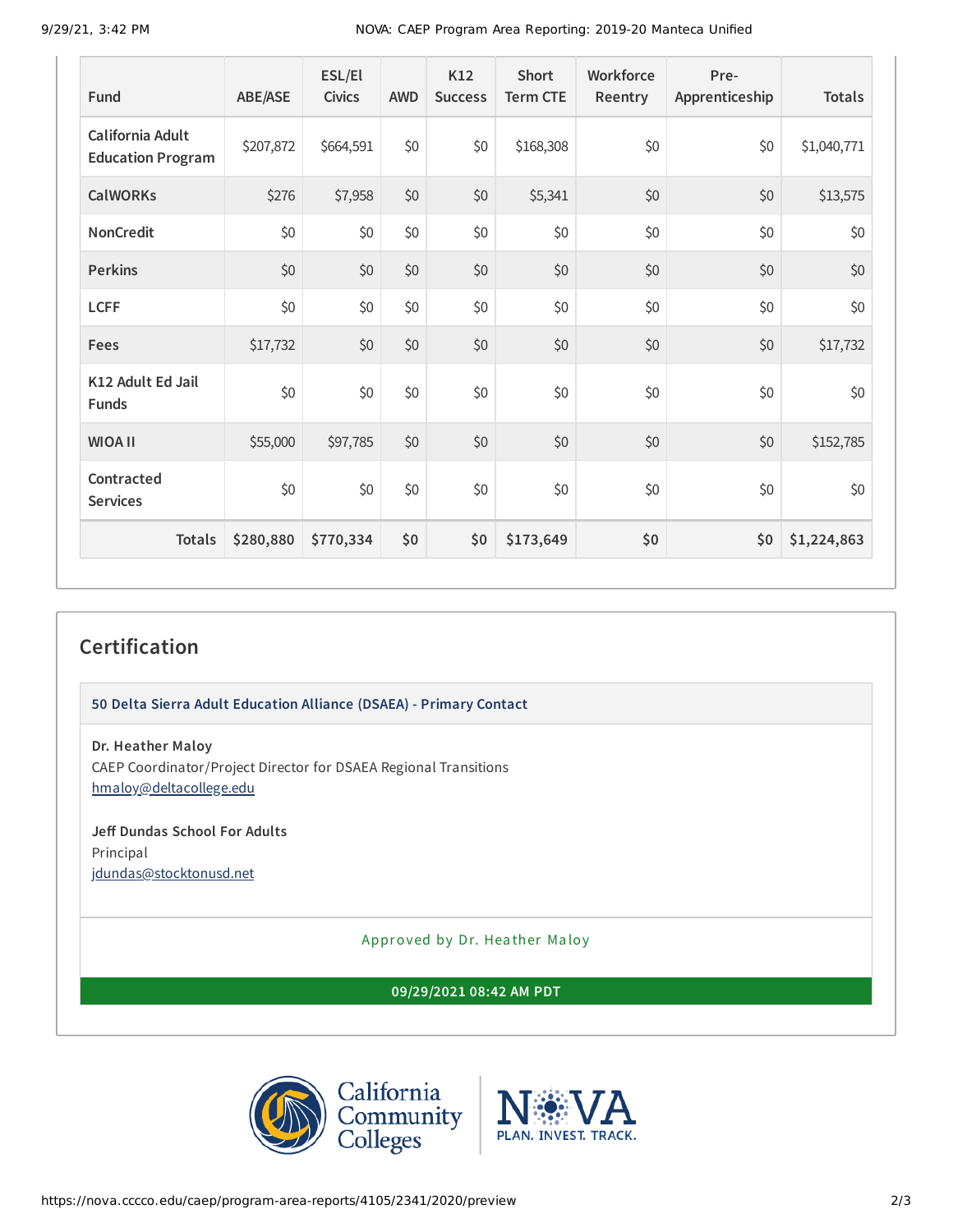| Fund | ABE/ASE | ESL/El Civics | AWD | K12 Success | Short Term CTE | Workforce Reentry | Pre-Apprenticeship | Totals |
|---|---|---|---|---|---|---|---|---|
| California Adult Education Program | $207,872 | $664,591 | $0 | $0 | $168,308 | $0 | $0 | $1,040,771 |
| CalWORKs | $276 | $7,958 | $0 | $0 | $5,341 | $0 | $0 | $13,575 |
| NonCredit | $0 | $0 | $0 | $0 | $0 | $0 | $0 | $0 |
| Perkins | $0 | $0 | $0 | $0 | $0 | $0 | $0 | $0 |
| LCFF | $0 | $0 | $0 | $0 | $0 | $0 | $0 | $0 |
| Fees | $17,732 | $0 | $0 | $0 | $0 | $0 | $0 | $17,732 |
| K12 Adult Ed Jail Funds | $0 | $0 | $0 | $0 | $0 | $0 | $0 | $0 |
| WIOA II | $55,000 | $97,785 | $0 | $0 | $0 | $0 | $0 | $152,785 |
| Contracted Services | $0 | $0 | $0 | $0 | $0 | $0 | $0 | $0 |
| **Totals** | **$280,880** | **$770,334** | **$0** | **$0** | **$173,649** | **$0** | **$0** | **$1,224,863** |

## Certification

**50 Delta Sierra Adult Education Alliance (DSAEA) - Primary Contact**

**Dr. Heather Maloy**
CAEP Coordinator/Project Director for DSAEA Regional Transitions
hmaloy@deltacollege.edu

**Jeff Dundas School For Adults**
Principal
jdundas@stocktonusd.net

Approved by Dr. Heather Maloy

**09/29/2021 08:42 AM PDT**

California Community Colleges | NOVA PLAN. INVEST. TRACK.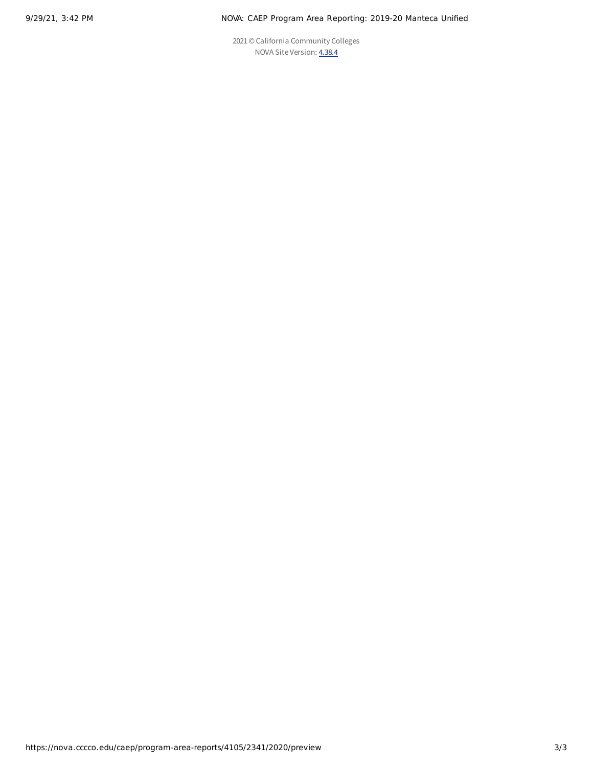2021 © California Community Colleges
NOVA Site Version: [4.38.4]